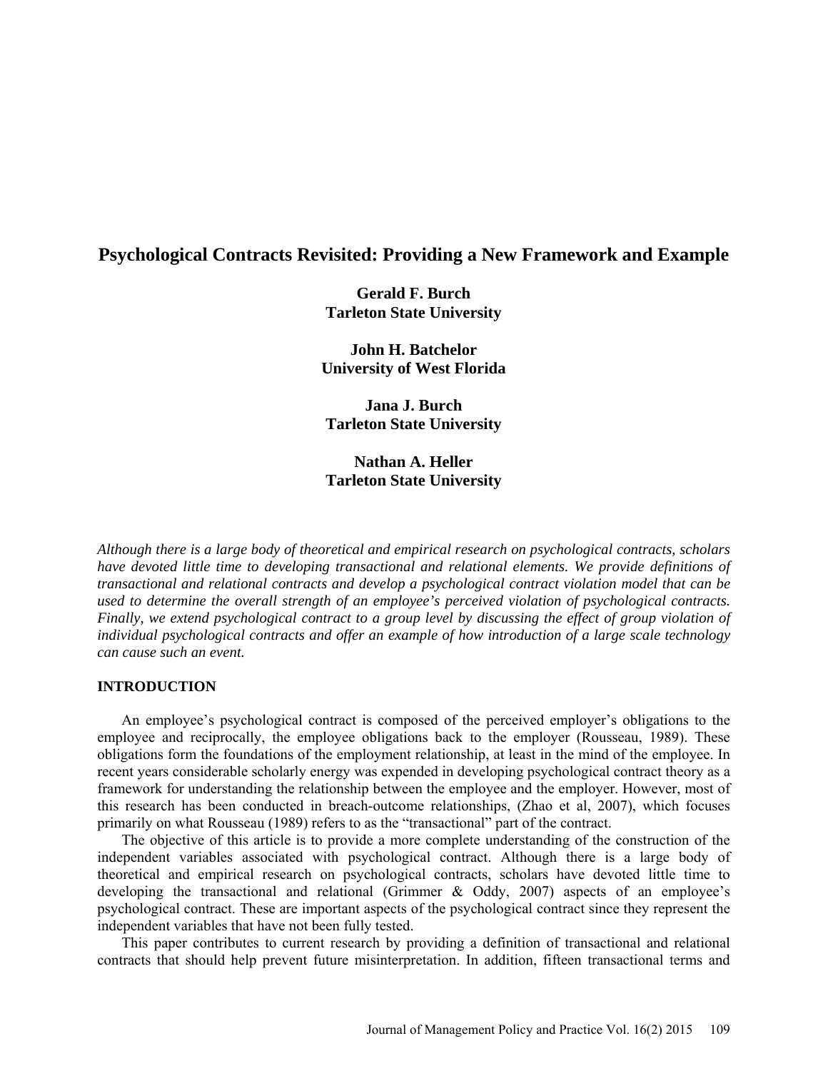# Psychological Contracts Revisited: Providing a New Framework and Example

**Gerald F. Burch**
**Tarleton State University**

**John H. Batchelor**
**University of West Florida**

**Jana J. Burch**
**Tarleton State University**

**Nathan A. Heller**
**Tarleton State University**

*Although there is a large body of theoretical and empirical research on psychological contracts, scholars have devoted little time to developing transactional and relational elements. We provide definitions of transactional and relational contracts and develop a psychological contract violation model that can be used to determine the overall strength of an employee's perceived violation of psychological contracts. Finally, we extend psychological contract to a group level by discussing the effect of group violation of individual psychological contracts and offer an example of how introduction of a large scale technology can cause such an event.*

## INTRODUCTION

An employee's psychological contract is composed of the perceived employer's obligations to the employee and reciprocally, the employee obligations back to the employer (Rousseau, 1989). These obligations form the foundations of the employment relationship, at least in the mind of the employee. In recent years considerable scholarly energy was expended in developing psychological contract theory as a framework for understanding the relationship between the employee and the employer. However, most of this research has been conducted in breach-outcome relationships, (Zhao et al, 2007), which focuses primarily on what Rousseau (1989) refers to as the "transactional" part of the contract.

The objective of this article is to provide a more complete understanding of the construction of the independent variables associated with psychological contract. Although there is a large body of theoretical and empirical research on psychological contracts, scholars have devoted little time to developing the transactional and relational (Grimmer & Oddy, 2007) aspects of an employee's psychological contract. These are important aspects of the psychological contract since they represent the independent variables that have not been fully tested.

This paper contributes to current research by providing a definition of transactional and relational contracts that should help prevent future misinterpretation. In addition, fifteen transactional terms and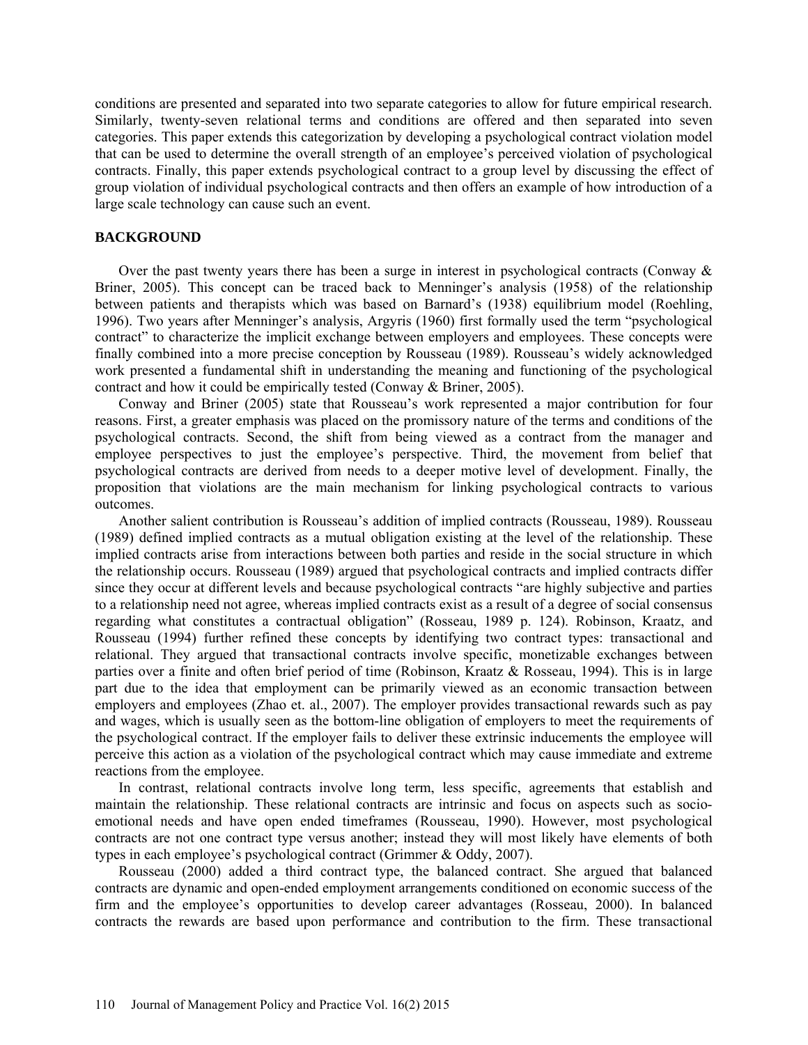conditions are presented and separated into two separate categories to allow for future empirical research. Similarly, twenty-seven relational terms and conditions are offered and then separated into seven categories. This paper extends this categorization by developing a psychological contract violation model that can be used to determine the overall strength of an employee's perceived violation of psychological contracts. Finally, this paper extends psychological contract to a group level by discussing the effect of group violation of individual psychological contracts and then offers an example of how introduction of a large scale technology can cause such an event.

## BACKGROUND

Over the past twenty years there has been a surge in interest in psychological contracts (Conway & Briner, 2005). This concept can be traced back to Menninger's analysis (1958) of the relationship between patients and therapists which was based on Barnard's (1938) equilibrium model (Roehling, 1996). Two years after Menninger's analysis, Argyris (1960) first formally used the term "psychological contract" to characterize the implicit exchange between employers and employees. These concepts were finally combined into a more precise conception by Rousseau (1989). Rousseau's widely acknowledged work presented a fundamental shift in understanding the meaning and functioning of the psychological contract and how it could be empirically tested (Conway & Briner, 2005).

Conway and Briner (2005) state that Rousseau's work represented a major contribution for four reasons. First, a greater emphasis was placed on the promissory nature of the terms and conditions of the psychological contracts. Second, the shift from being viewed as a contract from the manager and employee perspectives to just the employee's perspective. Third, the movement from belief that psychological contracts are derived from needs to a deeper motive level of development. Finally, the proposition that violations are the main mechanism for linking psychological contracts to various outcomes.

Another salient contribution is Rousseau's addition of implied contracts (Rousseau, 1989). Rousseau (1989) defined implied contracts as a mutual obligation existing at the level of the relationship. These implied contracts arise from interactions between both parties and reside in the social structure in which the relationship occurs. Rousseau (1989) argued that psychological contracts and implied contracts differ since they occur at different levels and because psychological contracts "are highly subjective and parties to a relationship need not agree, whereas implied contracts exist as a result of a degree of social consensus regarding what constitutes a contractual obligation" (Rosseau, 1989 p. 124). Robinson, Kraatz, and Rousseau (1994) further refined these concepts by identifying two contract types: transactional and relational. They argued that transactional contracts involve specific, monetizable exchanges between parties over a finite and often brief period of time (Robinson, Kraatz & Rosseau, 1994). This is in large part due to the idea that employment can be primarily viewed as an economic transaction between employers and employees (Zhao et. al., 2007). The employer provides transactional rewards such as pay and wages, which is usually seen as the bottom-line obligation of employers to meet the requirements of the psychological contract. If the employer fails to deliver these extrinsic inducements the employee will perceive this action as a violation of the psychological contract which may cause immediate and extreme reactions from the employee.

In contrast, relational contracts involve long term, less specific, agreements that establish and maintain the relationship. These relational contracts are intrinsic and focus on aspects such as socio-emotional needs and have open ended timeframes (Rousseau, 1990). However, most psychological contracts are not one contract type versus another; instead they will most likely have elements of both types in each employee's psychological contract (Grimmer & Oddy, 2007).

Rousseau (2000) added a third contract type, the balanced contract. She argued that balanced contracts are dynamic and open-ended employment arrangements conditioned on economic success of the firm and the employee's opportunities to develop career advantages (Rosseau, 2000). In balanced contracts the rewards are based upon performance and contribution to the firm. These transactional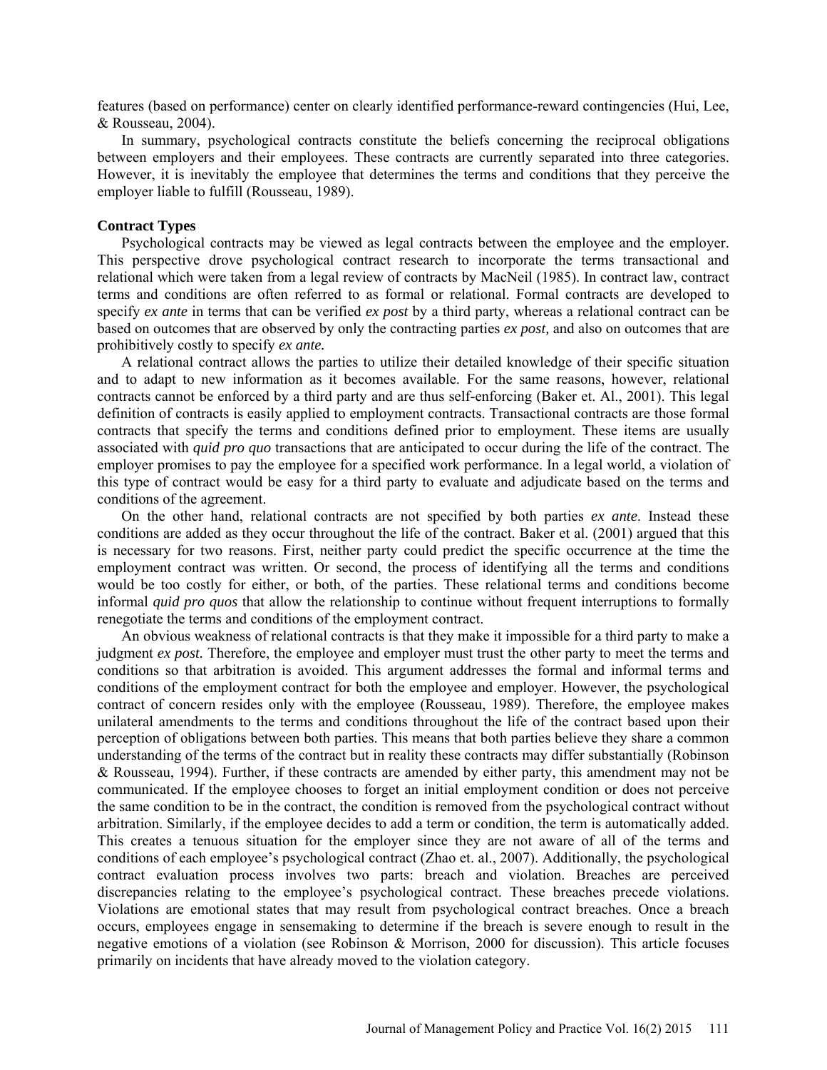features (based on performance) center on clearly identified performance-reward contingencies (Hui, Lee, & Rousseau, 2004).

In summary, psychological contracts constitute the beliefs concerning the reciprocal obligations between employers and their employees. These contracts are currently separated into three categories. However, it is inevitably the employee that determines the terms and conditions that they perceive the employer liable to fulfill (Rousseau, 1989).

**Contract Types**

Psychological contracts may be viewed as legal contracts between the employee and the employer. This perspective drove psychological contract research to incorporate the terms transactional and relational which were taken from a legal review of contracts by MacNeil (1985). In contract law, contract terms and conditions are often referred to as formal or relational. Formal contracts are developed to specify *ex ante* in terms that can be verified *ex post* by a third party, whereas a relational contract can be based on outcomes that are observed by only the contracting parties *ex post,* and also on outcomes that are prohibitively costly to specify *ex ante.*

A relational contract allows the parties to utilize their detailed knowledge of their specific situation and to adapt to new information as it becomes available. For the same reasons, however, relational contracts cannot be enforced by a third party and are thus self-enforcing (Baker et. Al., 2001). This legal definition of contracts is easily applied to employment contracts. Transactional contracts are those formal contracts that specify the terms and conditions defined prior to employment. These items are usually associated with *quid pro quo* transactions that are anticipated to occur during the life of the contract. The employer promises to pay the employee for a specified work performance. In a legal world, a violation of this type of contract would be easy for a third party to evaluate and adjudicate based on the terms and conditions of the agreement.

On the other hand, relational contracts are not specified by both parties *ex ante*. Instead these conditions are added as they occur throughout the life of the contract. Baker et al. (2001) argued that this is necessary for two reasons. First, neither party could predict the specific occurrence at the time the employment contract was written. Or second, the process of identifying all the terms and conditions would be too costly for either, or both, of the parties. These relational terms and conditions become informal *quid pro quos* that allow the relationship to continue without frequent interruptions to formally renegotiate the terms and conditions of the employment contract.

An obvious weakness of relational contracts is that they make it impossible for a third party to make a judgment *ex post.* Therefore, the employee and employer must trust the other party to meet the terms and conditions so that arbitration is avoided. This argument addresses the formal and informal terms and conditions of the employment contract for both the employee and employer. However, the psychological contract of concern resides only with the employee (Rousseau, 1989). Therefore, the employee makes unilateral amendments to the terms and conditions throughout the life of the contract based upon their perception of obligations between both parties. This means that both parties believe they share a common understanding of the terms of the contract but in reality these contracts may differ substantially (Robinson & Rousseau, 1994). Further, if these contracts are amended by either party, this amendment may not be communicated. If the employee chooses to forget an initial employment condition or does not perceive the same condition to be in the contract, the condition is removed from the psychological contract without arbitration. Similarly, if the employee decides to add a term or condition, the term is automatically added. This creates a tenuous situation for the employer since they are not aware of all of the terms and conditions of each employee's psychological contract (Zhao et. al., 2007). Additionally, the psychological contract evaluation process involves two parts: breach and violation. Breaches are perceived discrepancies relating to the employee's psychological contract. These breaches precede violations. Violations are emotional states that may result from psychological contract breaches. Once a breach occurs, employees engage in sensemaking to determine if the breach is severe enough to result in the negative emotions of a violation (see Robinson & Morrison, 2000 for discussion). This article focuses primarily on incidents that have already moved to the violation category.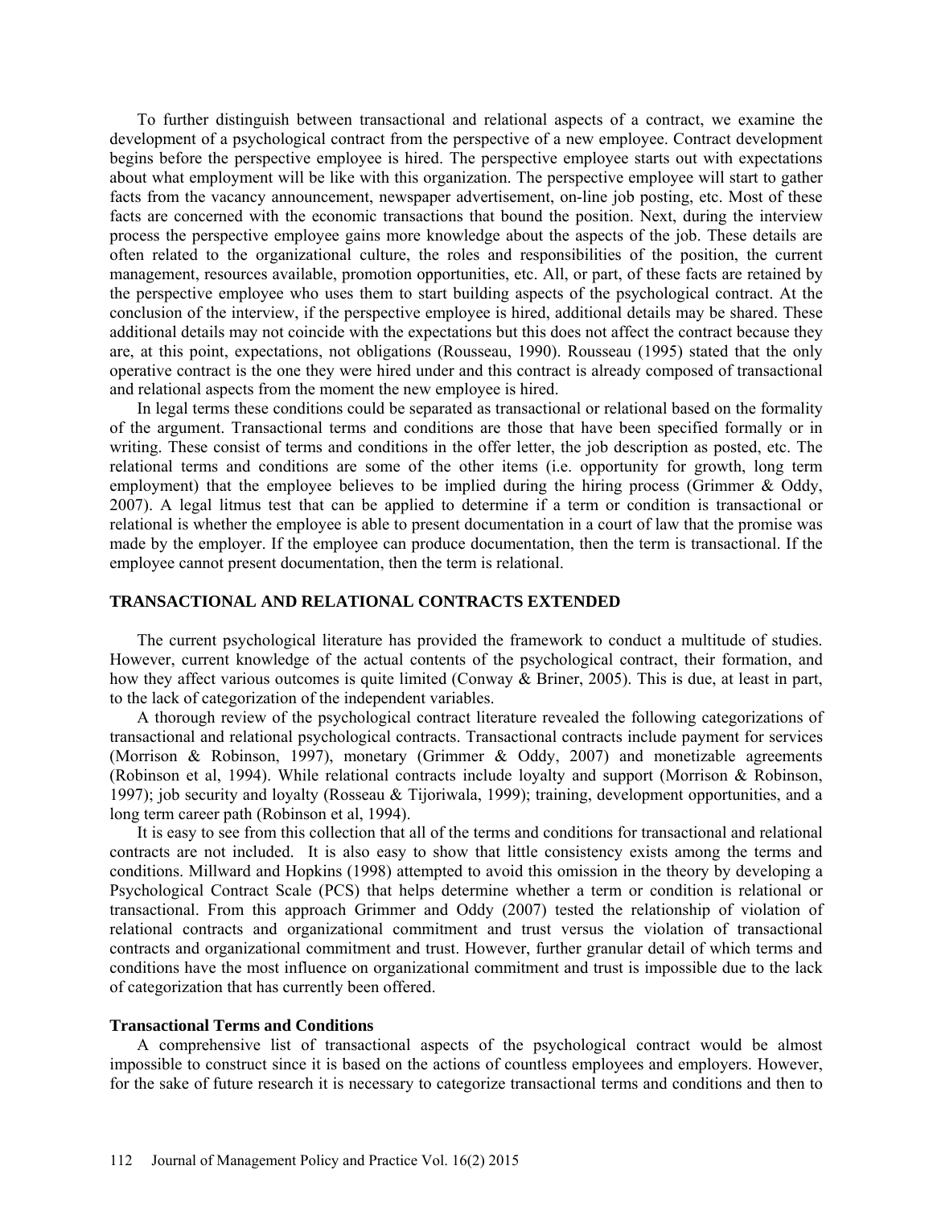To further distinguish between transactional and relational aspects of a contract, we examine the development of a psychological contract from the perspective of a new employee. Contract development begins before the perspective employee is hired. The perspective employee starts out with expectations about what employment will be like with this organization. The perspective employee will start to gather facts from the vacancy announcement, newspaper advertisement, on-line job posting, etc. Most of these facts are concerned with the economic transactions that bound the position. Next, during the interview process the perspective employee gains more knowledge about the aspects of the job. These details are often related to the organizational culture, the roles and responsibilities of the position, the current management, resources available, promotion opportunities, etc. All, or part, of these facts are retained by the perspective employee who uses them to start building aspects of the psychological contract. At the conclusion of the interview, if the perspective employee is hired, additional details may be shared. These additional details may not coincide with the expectations but this does not affect the contract because they are, at this point, expectations, not obligations (Rousseau, 1990). Rousseau (1995) stated that the only operative contract is the one they were hired under and this contract is already composed of transactional and relational aspects from the moment the new employee is hired.

In legal terms these conditions could be separated as transactional or relational based on the formality of the argument. Transactional terms and conditions are those that have been specified formally or in writing. These consist of terms and conditions in the offer letter, the job description as posted, etc. The relational terms and conditions are some of the other items (i.e. opportunity for growth, long term employment) that the employee believes to be implied during the hiring process (Grimmer & Oddy, 2007). A legal litmus test that can be applied to determine if a term or condition is transactional or relational is whether the employee is able to present documentation in a court of law that the promise was made by the employer. If the employee can produce documentation, then the term is transactional. If the employee cannot present documentation, then the term is relational.

## TRANSACTIONAL AND RELATIONAL CONTRACTS EXTENDED

The current psychological literature has provided the framework to conduct a multitude of studies. However, current knowledge of the actual contents of the psychological contract, their formation, and how they affect various outcomes is quite limited (Conway & Briner, 2005). This is due, at least in part, to the lack of categorization of the independent variables.

A thorough review of the psychological contract literature revealed the following categorizations of transactional and relational psychological contracts. Transactional contracts include payment for services (Morrison & Robinson, 1997), monetary (Grimmer & Oddy, 2007) and monetizable agreements (Robinson et al, 1994). While relational contracts include loyalty and support (Morrison & Robinson, 1997); job security and loyalty (Rosseau & Tijoriwala, 1999); training, development opportunities, and a long term career path (Robinson et al, 1994).

It is easy to see from this collection that all of the terms and conditions for transactional and relational contracts are not included. It is also easy to show that little consistency exists among the terms and conditions. Millward and Hopkins (1998) attempted to avoid this omission in the theory by developing a Psychological Contract Scale (PCS) that helps determine whether a term or condition is relational or transactional. From this approach Grimmer and Oddy (2007) tested the relationship of violation of relational contracts and organizational commitment and trust versus the violation of transactional contracts and organizational commitment and trust. However, further granular detail of which terms and conditions have the most influence on organizational commitment and trust is impossible due to the lack of categorization that has currently been offered.

### Transactional Terms and Conditions

A comprehensive list of transactional aspects of the psychological contract would be almost impossible to construct since it is based on the actions of countless employees and employers. However, for the sake of future research it is necessary to categorize transactional terms and conditions and then to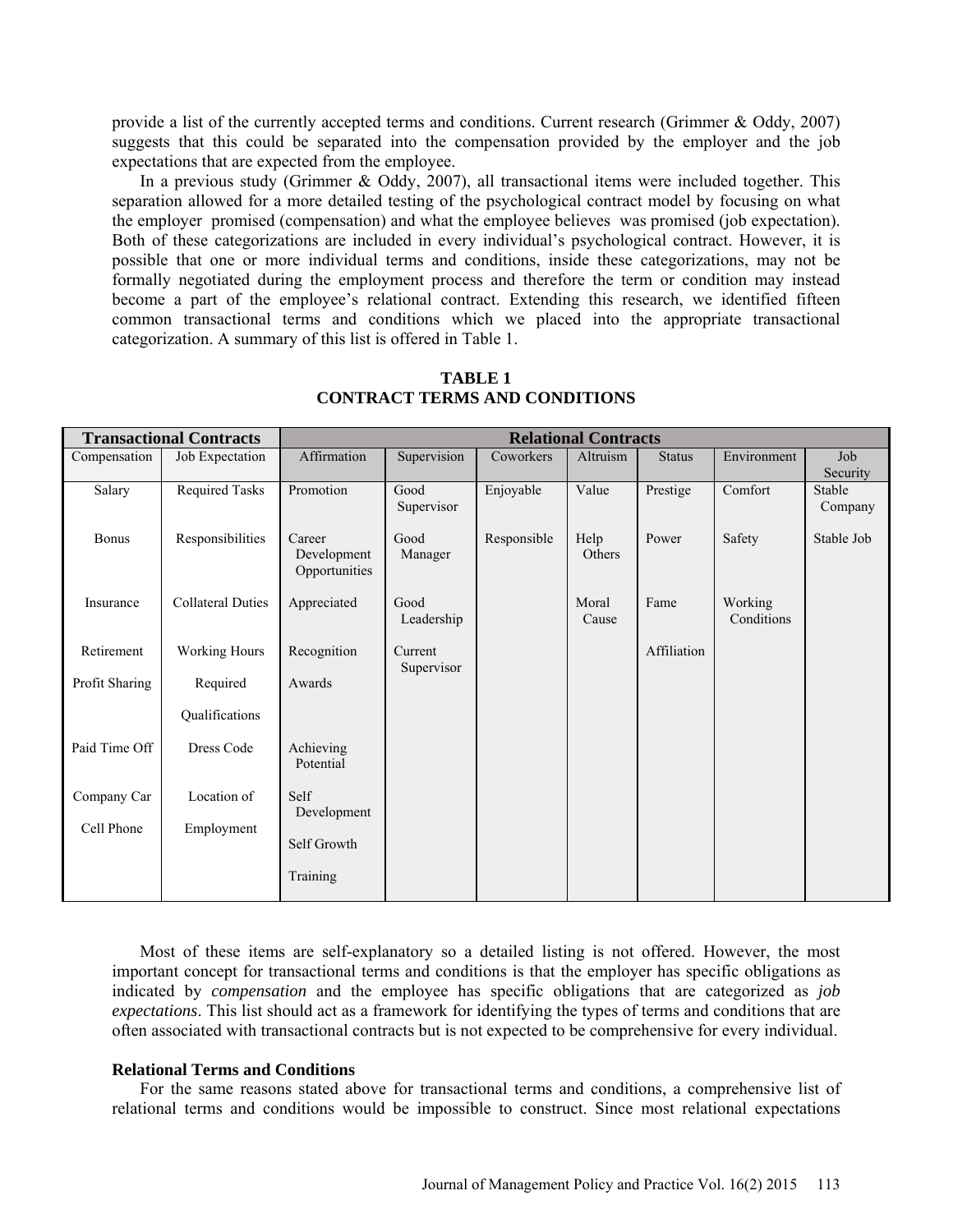provide a list of the currently accepted terms and conditions. Current research (Grimmer & Oddy, 2007) suggests that this could be separated into the compensation provided by the employer and the job expectations that are expected from the employee.

In a previous study (Grimmer & Oddy, 2007), all transactional items were included together. This separation allowed for a more detailed testing of the psychological contract model by focusing on what the employer promised (compensation) and what the employee believes was promised (job expectation). Both of these categorizations are included in every individual's psychological contract. However, it is possible that one or more individual terms and conditions, inside these categorizations, may not be formally negotiated during the employment process and therefore the term or condition may instead become a part of the employee's relational contract. Extending this research, we identified fifteen common transactional terms and conditions which we placed into the appropriate transactional categorization. A summary of this list is offered in Table 1.

**TABLE 1**
**CONTRACT TERMS AND CONDITIONS**

| Transactional Contracts | | Relational Contracts | | | | | | |
|---|---|---|---|---|---|---|---|---|
| Compensation | Job Expectation | Affirmation | Supervision | Coworkers | Altruism | Status | Environment | Job Security |
| Salary | Required Tasks | Promotion | Good Supervisor | Enjoyable | Value | Prestige | Comfort | Stable Company |
| Bonus | Responsibilities | Career Development Opportunities | Good Manager | Responsible | Help Others | Power | Safety | Stable Job |
| Insurance | Collateral Duties | Appreciated | Good Leadership | | Moral Cause | Fame | Working Conditions | |
| Retirement | Working Hours | Recognition | Current Supervisor | | | Affiliation | | |
| Profit Sharing | Required Qualifications | Awards | | | | | | |
| Paid Time Off | Dress Code | Achieving Potential | | | | | | |
| Company Car | Location of Employment | Self Development | | | | | | |
| Cell Phone | | Self Growth | | | | | | |
| | | Training | | | | | | |

Most of these items are self-explanatory so a detailed listing is not offered. However, the most important concept for transactional terms and conditions is that the employer has specific obligations as indicated by *compensation* and the employee has specific obligations that are categorized as *job expectations*. This list should act as a framework for identifying the types of terms and conditions that are often associated with transactional contracts but is not expected to be comprehensive for every individual.

### Relational Terms and Conditions

For the same reasons stated above for transactional terms and conditions, a comprehensive list of relational terms and conditions would be impossible to construct. Since most relational expectations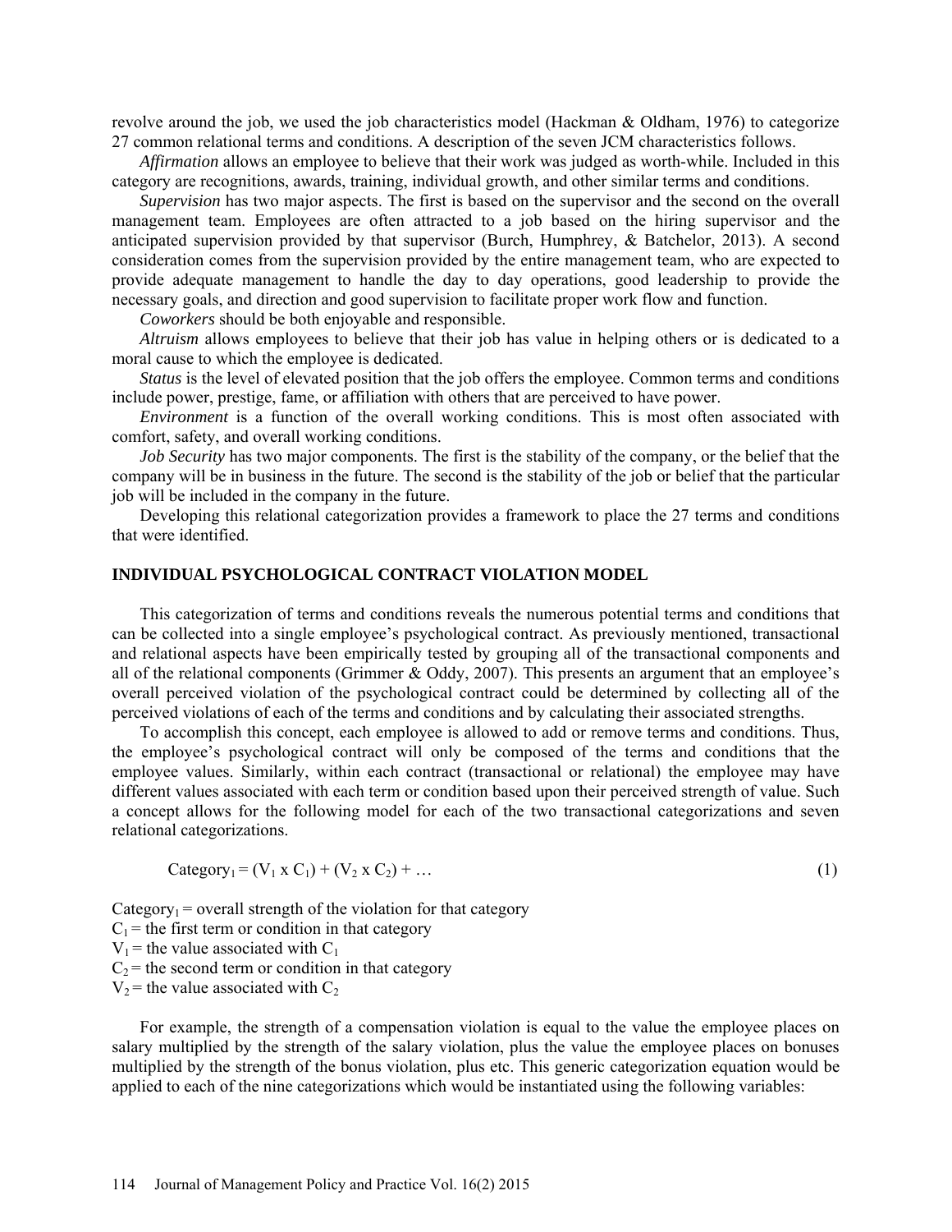revolve around the job, we used the job characteristics model (Hackman & Oldham, 1976) to categorize 27 common relational terms and conditions. A description of the seven JCM characteristics follows.

*Affirmation* allows an employee to believe that their work was judged as worth-while. Included in this category are recognitions, awards, training, individual growth, and other similar terms and conditions.

*Supervision* has two major aspects. The first is based on the supervisor and the second on the overall management team. Employees are often attracted to a job based on the hiring supervisor and the anticipated supervision provided by that supervisor (Burch, Humphrey, & Batchelor, 2013). A second consideration comes from the supervision provided by the entire management team, who are expected to provide adequate management to handle the day to day operations, good leadership to provide the necessary goals, and direction and good supervision to facilitate proper work flow and function.

*Coworkers* should be both enjoyable and responsible.

*Altruism* allows employees to believe that their job has value in helping others or is dedicated to a moral cause to which the employee is dedicated.

*Status* is the level of elevated position that the job offers the employee. Common terms and conditions include power, prestige, fame, or affiliation with others that are perceived to have power.

*Environment* is a function of the overall working conditions. This is most often associated with comfort, safety, and overall working conditions.

*Job Security* has two major components. The first is the stability of the company, or the belief that the company will be in business in the future. The second is the stability of the job or belief that the particular job will be included in the company in the future.

Developing this relational categorization provides a framework to place the 27 terms and conditions that were identified.

## INDIVIDUAL PSYCHOLOGICAL CONTRACT VIOLATION MODEL

This categorization of terms and conditions reveals the numerous potential terms and conditions that can be collected into a single employee's psychological contract. As previously mentioned, transactional and relational aspects have been empirically tested by grouping all of the transactional components and all of the relational components (Grimmer & Oddy, 2007). This presents an argument that an employee's overall perceived violation of the psychological contract could be determined by collecting all of the perceived violations of each of the terms and conditions and by calculating their associated strengths.

To accomplish this concept, each employee is allowed to add or remove terms and conditions. Thus, the employee's psychological contract will only be composed of the terms and conditions that the employee values. Similarly, within each contract (transactional or relational) the employee may have different values associated with each term or condition based upon their perceived strength of value. Such a concept allows for the following model for each of the two transactional categorizations and seven relational categorizations.

$$\text{Category}_1 = (V_1 \times C_1) + (V_2 \times C_2) + \ldots \tag{1}$$

$\text{Category}_1$ = overall strength of the violation for that category
$C_1$ = the first term or condition in that category
$V_1$ = the value associated with $C_1$
$C_2$ = the second term or condition in that category
$V_2$ = the value associated with $C_2$

For example, the strength of a compensation violation is equal to the value the employee places on salary multiplied by the strength of the salary violation, plus the value the employee places on bonuses multiplied by the strength of the bonus violation, plus etc. This generic categorization equation would be applied to each of the nine categorizations which would be instantiated using the following variables: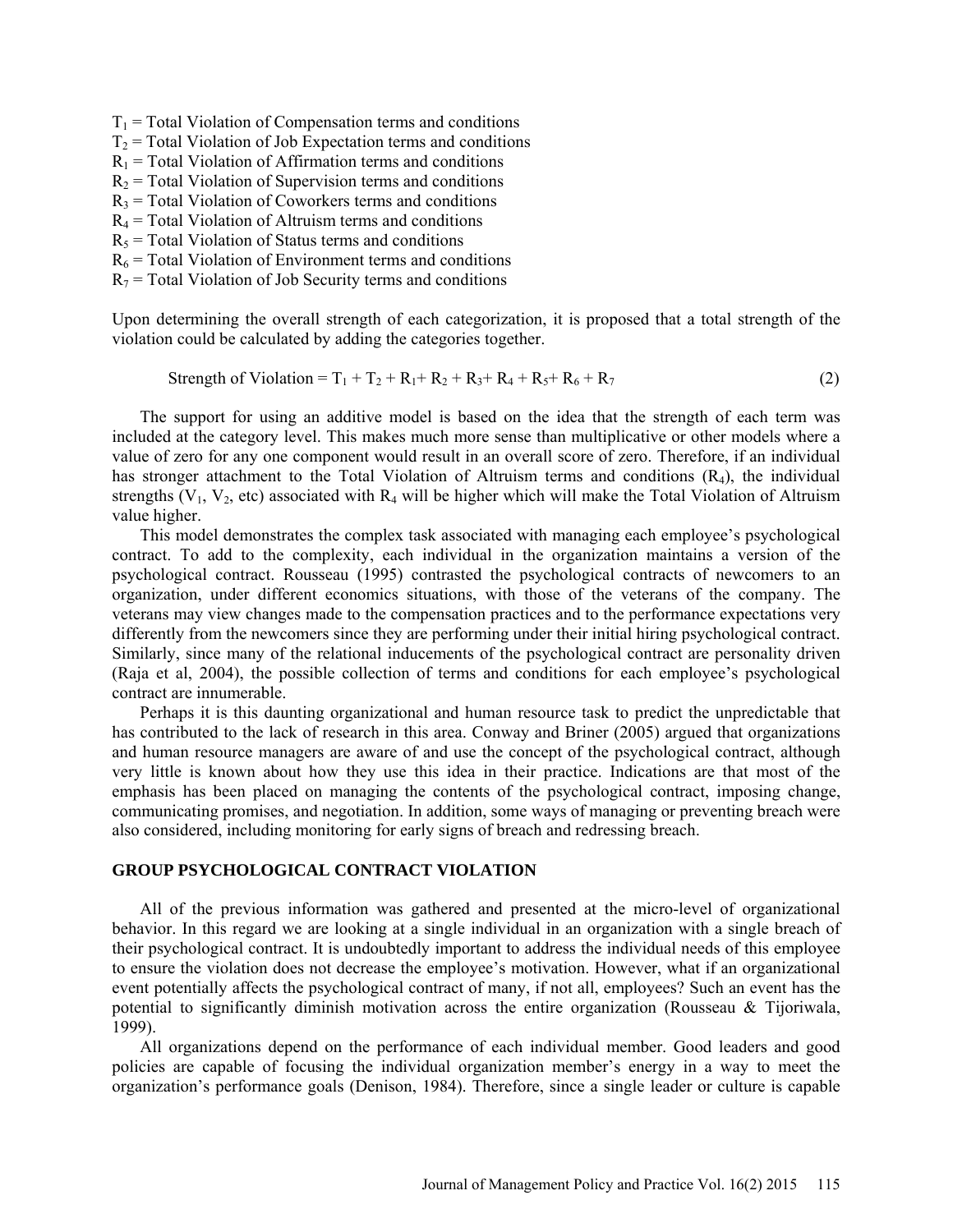$T_1$ = Total Violation of Compensation terms and conditions
$T_2$ = Total Violation of Job Expectation terms and conditions
$R_1$ = Total Violation of Affirmation terms and conditions
$R_2$ = Total Violation of Supervision terms and conditions
$R_3$ = Total Violation of Coworkers terms and conditions
$R_4$ = Total Violation of Altruism terms and conditions
$R_5$ = Total Violation of Status terms and conditions
$R_6$ = Total Violation of Environment terms and conditions
$R_7$ = Total Violation of Job Security terms and conditions

Upon determining the overall strength of each categorization, it is proposed that a total strength of the violation could be calculated by adding the categories together.

$$\text{Strength of Violation} = T_1 + T_2 + R_1 + R_2 + R_3 + R_4 + R_5 + R_6 + R_7 \quad (2)$$

The support for using an additive model is based on the idea that the strength of each term was included at the category level. This makes much more sense than multiplicative or other models where a value of zero for any one component would result in an overall score of zero. Therefore, if an individual has stronger attachment to the Total Violation of Altruism terms and conditions ($R_4$), the individual strengths ($V_1$, $V_2$, etc) associated with $R_4$ will be higher which will make the Total Violation of Altruism value higher.

This model demonstrates the complex task associated with managing each employee's psychological contract. To add to the complexity, each individual in the organization maintains a version of the psychological contract. Rousseau (1995) contrasted the psychological contracts of newcomers to an organization, under different economics situations, with those of the veterans of the company. The veterans may view changes made to the compensation practices and to the performance expectations very differently from the newcomers since they are performing under their initial hiring psychological contract. Similarly, since many of the relational inducements of the psychological contract are personality driven (Raja et al, 2004), the possible collection of terms and conditions for each employee's psychological contract are innumerable.

Perhaps it is this daunting organizational and human resource task to predict the unpredictable that has contributed to the lack of research in this area. Conway and Briner (2005) argued that organizations and human resource managers are aware of and use the concept of the psychological contract, although very little is known about how they use this idea in their practice. Indications are that most of the emphasis has been placed on managing the contents of the psychological contract, imposing change, communicating promises, and negotiation. In addition, some ways of managing or preventing breach were also considered, including monitoring for early signs of breach and redressing breach.

## GROUP PSYCHOLOGICAL CONTRACT VIOLATION

All of the previous information was gathered and presented at the micro-level of organizational behavior. In this regard we are looking at a single individual in an organization with a single breach of their psychological contract. It is undoubtedly important to address the individual needs of this employee to ensure the violation does not decrease the employee's motivation. However, what if an organizational event potentially affects the psychological contract of many, if not all, employees? Such an event has the potential to significantly diminish motivation across the entire organization (Rousseau & Tijoriwala, 1999).

All organizations depend on the performance of each individual member. Good leaders and good policies are capable of focusing the individual organization member's energy in a way to meet the organization's performance goals (Denison, 1984). Therefore, since a single leader or culture is capable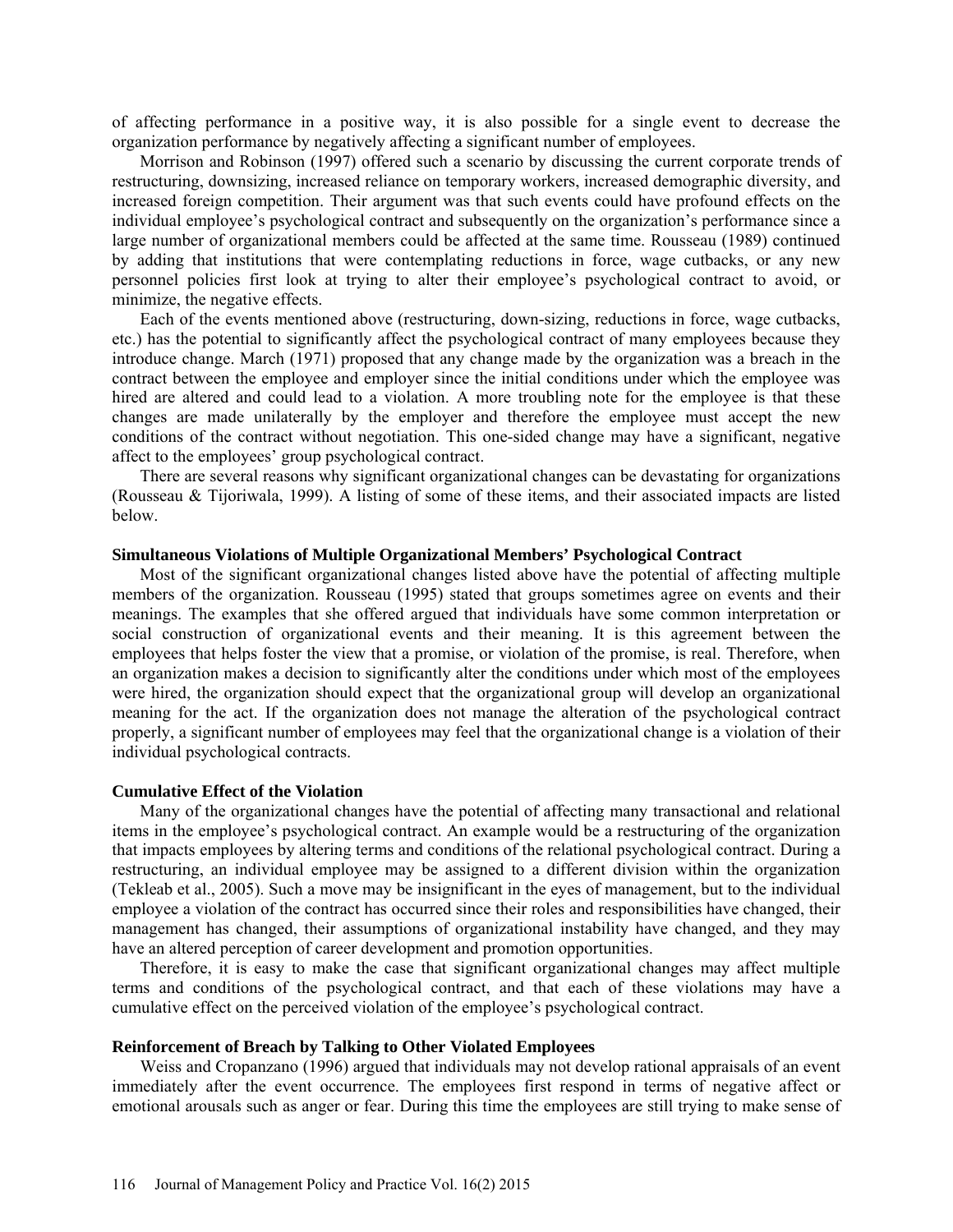of affecting performance in a positive way, it is also possible for a single event to decrease the organization performance by negatively affecting a significant number of employees.

Morrison and Robinson (1997) offered such a scenario by discussing the current corporate trends of restructuring, downsizing, increased reliance on temporary workers, increased demographic diversity, and increased foreign competition. Their argument was that such events could have profound effects on the individual employee's psychological contract and subsequently on the organization's performance since a large number of organizational members could be affected at the same time. Rousseau (1989) continued by adding that institutions that were contemplating reductions in force, wage cutbacks, or any new personnel policies first look at trying to alter their employee's psychological contract to avoid, or minimize, the negative effects.

Each of the events mentioned above (restructuring, down-sizing, reductions in force, wage cutbacks, etc.) has the potential to significantly affect the psychological contract of many employees because they introduce change. March (1971) proposed that any change made by the organization was a breach in the contract between the employee and employer since the initial conditions under which the employee was hired are altered and could lead to a violation. A more troubling note for the employee is that these changes are made unilaterally by the employer and therefore the employee must accept the new conditions of the contract without negotiation. This one-sided change may have a significant, negative affect to the employees' group psychological contract.

There are several reasons why significant organizational changes can be devastating for organizations (Rousseau & Tijoriwala, 1999). A listing of some of these items, and their associated impacts are listed below.

### Simultaneous Violations of Multiple Organizational Members' Psychological Contract

Most of the significant organizational changes listed above have the potential of affecting multiple members of the organization. Rousseau (1995) stated that groups sometimes agree on events and their meanings. The examples that she offered argued that individuals have some common interpretation or social construction of organizational events and their meaning. It is this agreement between the employees that helps foster the view that a promise, or violation of the promise, is real. Therefore, when an organization makes a decision to significantly alter the conditions under which most of the employees were hired, the organization should expect that the organizational group will develop an organizational meaning for the act. If the organization does not manage the alteration of the psychological contract properly, a significant number of employees may feel that the organizational change is a violation of their individual psychological contracts.

### Cumulative Effect of the Violation

Many of the organizational changes have the potential of affecting many transactional and relational items in the employee's psychological contract. An example would be a restructuring of the organization that impacts employees by altering terms and conditions of the relational psychological contract. During a restructuring, an individual employee may be assigned to a different division within the organization (Tekleab et al., 2005). Such a move may be insignificant in the eyes of management, but to the individual employee a violation of the contract has occurred since their roles and responsibilities have changed, their management has changed, their assumptions of organizational instability have changed, and they may have an altered perception of career development and promotion opportunities.

Therefore, it is easy to make the case that significant organizational changes may affect multiple terms and conditions of the psychological contract, and that each of these violations may have a cumulative effect on the perceived violation of the employee's psychological contract.

### Reinforcement of Breach by Talking to Other Violated Employees

Weiss and Cropanzano (1996) argued that individuals may not develop rational appraisals of an event immediately after the event occurrence. The employees first respond in terms of negative affect or emotional arousals such as anger or fear. During this time the employees are still trying to make sense of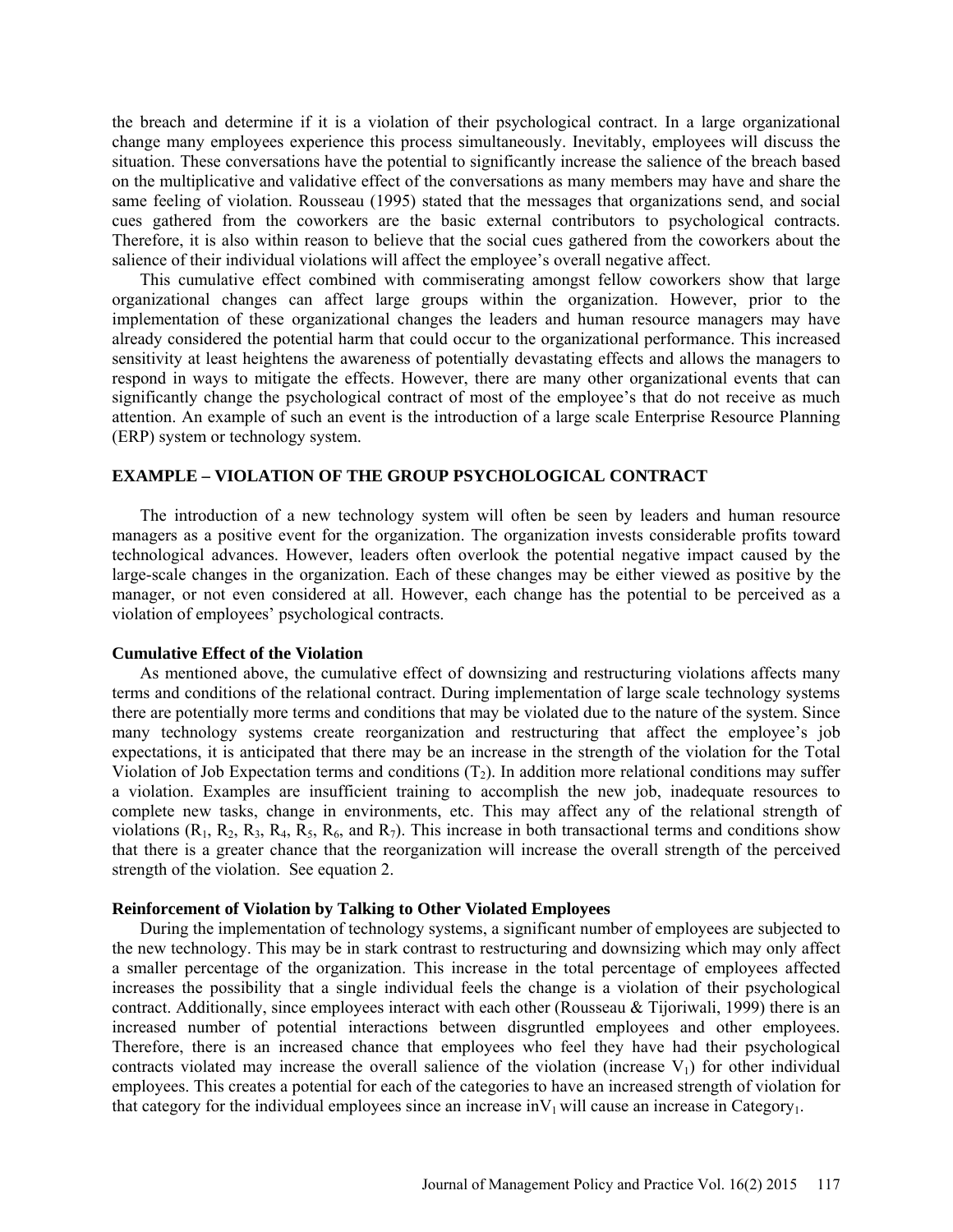the breach and determine if it is a violation of their psychological contract. In a large organizational change many employees experience this process simultaneously. Inevitably, employees will discuss the situation. These conversations have the potential to significantly increase the salience of the breach based on the multiplicative and validative effect of the conversations as many members may have and share the same feeling of violation. Rousseau (1995) stated that the messages that organizations send, and social cues gathered from the coworkers are the basic external contributors to psychological contracts. Therefore, it is also within reason to believe that the social cues gathered from the coworkers about the salience of their individual violations will affect the employee's overall negative affect.

This cumulative effect combined with commiserating amongst fellow coworkers show that large organizational changes can affect large groups within the organization. However, prior to the implementation of these organizational changes the leaders and human resource managers may have already considered the potential harm that could occur to the organizational performance. This increased sensitivity at least heightens the awareness of potentially devastating effects and allows the managers to respond in ways to mitigate the effects. However, there are many other organizational events that can significantly change the psychological contract of most of the employee's that do not receive as much attention. An example of such an event is the introduction of a large scale Enterprise Resource Planning (ERP) system or technology system.

## EXAMPLE – VIOLATION OF THE GROUP PSYCHOLOGICAL CONTRACT

The introduction of a new technology system will often be seen by leaders and human resource managers as a positive event for the organization. The organization invests considerable profits toward technological advances. However, leaders often overlook the potential negative impact caused by the large-scale changes in the organization. Each of these changes may be either viewed as positive by the manager, or not even considered at all. However, each change has the potential to be perceived as a violation of employees' psychological contracts.

### Cumulative Effect of the Violation

As mentioned above, the cumulative effect of downsizing and restructuring violations affects many terms and conditions of the relational contract. During implementation of large scale technology systems there are potentially more terms and conditions that may be violated due to the nature of the system. Since many technology systems create reorganization and restructuring that affect the employee's job expectations, it is anticipated that there may be an increase in the strength of the violation for the Total Violation of Job Expectation terms and conditions ($T_2$). In addition more relational conditions may suffer a violation. Examples are insufficient training to accomplish the new job, inadequate resources to complete new tasks, change in environments, etc. This may affect any of the relational strength of violations ($R_1$, $R_2$, $R_3$, $R_4$, $R_5$, $R_6$, and $R_7$). This increase in both transactional terms and conditions show that there is a greater chance that the reorganization will increase the overall strength of the perceived strength of the violation. See equation 2.

### Reinforcement of Violation by Talking to Other Violated Employees

During the implementation of technology systems, a significant number of employees are subjected to the new technology. This may be in stark contrast to restructuring and downsizing which may only affect a smaller percentage of the organization. This increase in the total percentage of employees affected increases the possibility that a single individual feels the change is a violation of their psychological contract. Additionally, since employees interact with each other (Rousseau & Tijoriwali, 1999) there is an increased number of potential interactions between disgruntled employees and other employees. Therefore, there is an increased chance that employees who feel they have had their psychological contracts violated may increase the overall salience of the violation (increase $V_1$) for other individual employees. This creates a potential for each of the categories to have an increased strength of violation for that category for the individual employees since an increase in$V_1$ will cause an increase in $\text{Category}_1$.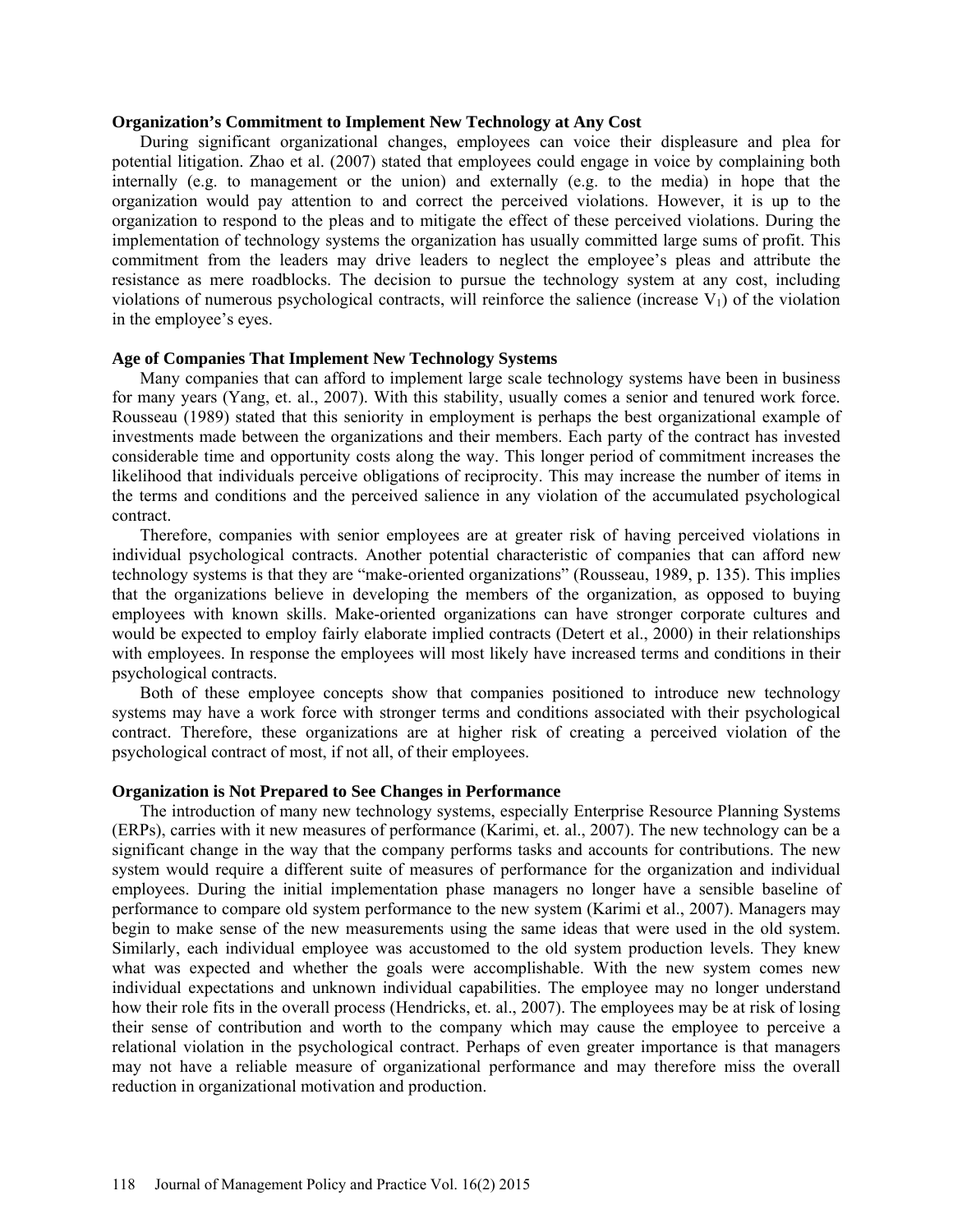**Organization's Commitment to Implement New Technology at Any Cost**

During significant organizational changes, employees can voice their displeasure and plea for potential litigation. Zhao et al. (2007) stated that employees could engage in voice by complaining both internally (e.g. to management or the union) and externally (e.g. to the media) in hope that the organization would pay attention to and correct the perceived violations. However, it is up to the organization to respond to the pleas and to mitigate the effect of these perceived violations. During the implementation of technology systems the organization has usually committed large sums of profit. This commitment from the leaders may drive leaders to neglect the employee's pleas and attribute the resistance as mere roadblocks. The decision to pursue the technology system at any cost, including violations of numerous psychological contracts, will reinforce the salience (increase $V_1$) of the violation in the employee's eyes.

**Age of Companies That Implement New Technology Systems**

Many companies that can afford to implement large scale technology systems have been in business for many years (Yang, et. al., 2007). With this stability, usually comes a senior and tenured work force. Rousseau (1989) stated that this seniority in employment is perhaps the best organizational example of investments made between the organizations and their members. Each party of the contract has invested considerable time and opportunity costs along the way. This longer period of commitment increases the likelihood that individuals perceive obligations of reciprocity. This may increase the number of items in the terms and conditions and the perceived salience in any violation of the accumulated psychological contract.

Therefore, companies with senior employees are at greater risk of having perceived violations in individual psychological contracts. Another potential characteristic of companies that can afford new technology systems is that they are "make-oriented organizations" (Rousseau, 1989, p. 135). This implies that the organizations believe in developing the members of the organization, as opposed to buying employees with known skills. Make-oriented organizations can have stronger corporate cultures and would be expected to employ fairly elaborate implied contracts (Detert et al., 2000) in their relationships with employees. In response the employees will most likely have increased terms and conditions in their psychological contracts.

Both of these employee concepts show that companies positioned to introduce new technology systems may have a work force with stronger terms and conditions associated with their psychological contract. Therefore, these organizations are at higher risk of creating a perceived violation of the psychological contract of most, if not all, of their employees.

**Organization is Not Prepared to See Changes in Performance**

The introduction of many new technology systems, especially Enterprise Resource Planning Systems (ERPs), carries with it new measures of performance (Karimi, et. al., 2007). The new technology can be a significant change in the way that the company performs tasks and accounts for contributions. The new system would require a different suite of measures of performance for the organization and individual employees. During the initial implementation phase managers no longer have a sensible baseline of performance to compare old system performance to the new system (Karimi et al., 2007). Managers may begin to make sense of the new measurements using the same ideas that were used in the old system. Similarly, each individual employee was accustomed to the old system production levels. They knew what was expected and whether the goals were accomplishable. With the new system comes new individual expectations and unknown individual capabilities. The employee may no longer understand how their role fits in the overall process (Hendricks, et. al., 2007). The employees may be at risk of losing their sense of contribution and worth to the company which may cause the employee to perceive a relational violation in the psychological contract. Perhaps of even greater importance is that managers may not have a reliable measure of organizational performance and may therefore miss the overall reduction in organizational motivation and production.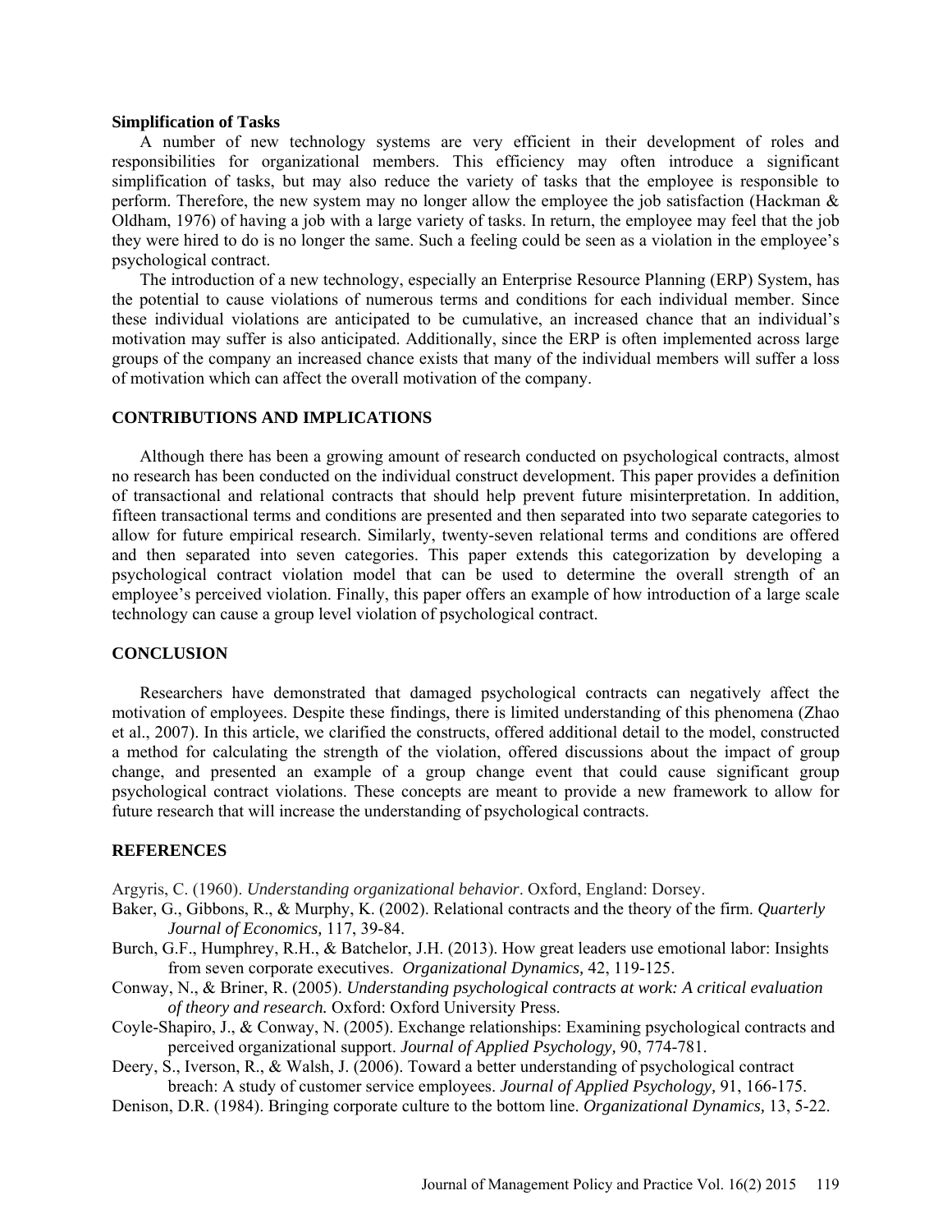**Simplification of Tasks**

A number of new technology systems are very efficient in their development of roles and responsibilities for organizational members. This efficiency may often introduce a significant simplification of tasks, but may also reduce the variety of tasks that the employee is responsible to perform. Therefore, the new system may no longer allow the employee the job satisfaction (Hackman & Oldham, 1976) of having a job with a large variety of tasks. In return, the employee may feel that the job they were hired to do is no longer the same. Such a feeling could be seen as a violation in the employee's psychological contract.

The introduction of a new technology, especially an Enterprise Resource Planning (ERP) System, has the potential to cause violations of numerous terms and conditions for each individual member. Since these individual violations are anticipated to be cumulative, an increased chance that an individual's motivation may suffer is also anticipated. Additionally, since the ERP is often implemented across large groups of the company an increased chance exists that many of the individual members will suffer a loss of motivation which can affect the overall motivation of the company.

## CONTRIBUTIONS AND IMPLICATIONS

Although there has been a growing amount of research conducted on psychological contracts, almost no research has been conducted on the individual construct development. This paper provides a definition of transactional and relational contracts that should help prevent future misinterpretation. In addition, fifteen transactional terms and conditions are presented and then separated into two separate categories to allow for future empirical research. Similarly, twenty-seven relational terms and conditions are offered and then separated into seven categories. This paper extends this categorization by developing a psychological contract violation model that can be used to determine the overall strength of an employee's perceived violation. Finally, this paper offers an example of how introduction of a large scale technology can cause a group level violation of psychological contract.

## CONCLUSION

Researchers have demonstrated that damaged psychological contracts can negatively affect the motivation of employees. Despite these findings, there is limited understanding of this phenomena (Zhao et al., 2007). In this article, we clarified the constructs, offered additional detail to the model, constructed a method for calculating the strength of the violation, offered discussions about the impact of group change, and presented an example of a group change event that could cause significant group psychological contract violations. These concepts are meant to provide a new framework to allow for future research that will increase the understanding of psychological contracts.

## REFERENCES

Argyris, C. (1960). *Understanding organizational behavior*. Oxford, England: Dorsey.

Baker, G., Gibbons, R., & Murphy, K. (2002). Relational contracts and the theory of the firm. *Quarterly Journal of Economics,* 117, 39-84.

Burch, G.F., Humphrey, R.H., & Batchelor, J.H. (2013). How great leaders use emotional labor: Insights from seven corporate executives. *Organizational Dynamics,* 42, 119-125.

Conway, N., & Briner, R. (2005). *Understanding psychological contracts at work: A critical evaluation of theory and research.* Oxford: Oxford University Press.

Coyle-Shapiro, J., & Conway, N. (2005). Exchange relationships: Examining psychological contracts and perceived organizational support. *Journal of Applied Psychology,* 90, 774-781.

Deery, S., Iverson, R., & Walsh, J. (2006). Toward a better understanding of psychological contract breach: A study of customer service employees. *Journal of Applied Psychology,* 91, 166-175.

Denison, D.R. (1984). Bringing corporate culture to the bottom line. *Organizational Dynamics,* 13, 5-22.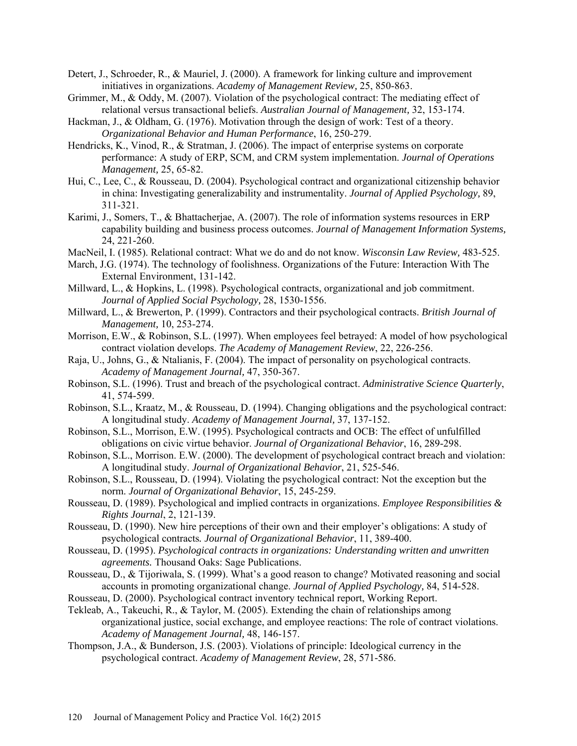Detert, J., Schroeder, R., & Mauriel, J. (2000). A framework for linking culture and improvement initiatives in organizations. *Academy of Management Review,* 25, 850-863.

Grimmer, M., & Oddy, M. (2007). Violation of the psychological contract: The mediating effect of relational versus transactional beliefs. *Australian Journal of Management,* 32, 153-174.

Hackman, J., & Oldham, G. (1976). Motivation through the design of work: Test of a theory. *Organizational Behavior and Human Performance*, 16, 250-279.

Hendricks, K., Vinod, R., & Stratman, J. (2006). The impact of enterprise systems on corporate performance: A study of ERP, SCM, and CRM system implementation. *Journal of Operations Management,* 25, 65-82.

Hui, C., Lee, C., & Rousseau, D. (2004). Psychological contract and organizational citizenship behavior in china: Investigating generalizability and instrumentality. *Journal of Applied Psychology,* 89, 311-321.

Karimi, J., Somers, T., & Bhattacherjae, A. (2007). The role of information systems resources in ERP capability building and business process outcomes. *Journal of Management Information Systems,* 24, 221-260.

MacNeil, I. (1985). Relational contract: What we do and do not know. *Wisconsin Law Review,* 483-525.

March, J.G. (1974). The technology of foolishness. Organizations of the Future: Interaction With The External Environment, 131-142.

Millward, L., & Hopkins, L. (1998). Psychological contracts, organizational and job commitment. *Journal of Applied Social Psychology,* 28, 1530-1556.

Millward, L., & Brewerton, P. (1999). Contractors and their psychological contracts. *British Journal of Management,* 10, 253-274.

Morrison, E.W., & Robinson, S.L. (1997). When employees feel betrayed: A model of how psychological contract violation develops. *The Academy of Management Review*, 22, 226-256.

Raja, U., Johns, G., & Ntalianis, F. (2004). The impact of personality on psychological contracts. *Academy of Management Journal,* 47, 350-367.

Robinson, S.L. (1996). Trust and breach of the psychological contract. *Administrative Science Quarterly*, 41, 574-599.

Robinson, S.L., Kraatz, M., & Rousseau, D. (1994). Changing obligations and the psychological contract: A longitudinal study. *Academy of Management Journal,* 37, 137-152.

Robinson, S.L., Morrison, E.W. (1995). Psychological contracts and OCB: The effect of unfulfilled obligations on civic virtue behavior. *Journal of Organizational Behavior*, 16, 289-298.

Robinson, S.L., Morrison. E.W. (2000). The development of psychological contract breach and violation: A longitudinal study. *Journal of Organizational Behavior*, 21, 525-546.

Robinson, S.L., Rousseau, D. (1994). Violating the psychological contract: Not the exception but the norm. *Journal of Organizational Behavior*, 15, 245-259.

Rousseau, D. (1989). Psychological and implied contracts in organizations. *Employee Responsibilities & Rights Journal*, 2, 121-139.

Rousseau, D. (1990). New hire perceptions of their own and their employer's obligations: A study of psychological contracts*. Journal of Organizational Behavior*, 11, 389-400.

Rousseau, D. (1995). *Psychological contracts in organizations: Understanding written and unwritten agreements.* Thousand Oaks: Sage Publications.

Rousseau, D., & Tijoriwala, S. (1999). What's a good reason to change? Motivated reasoning and social accounts in promoting organizational change. *Journal of Applied Psychology,* 84, 514-528.

Rousseau, D. (2000). Psychological contract inventory technical report, Working Report.

Tekleab, A., Takeuchi, R., & Taylor, M. (2005). Extending the chain of relationships among organizational justice, social exchange, and employee reactions: The role of contract violations. *Academy of Management Journal,* 48, 146-157.

Thompson, J.A., & Bunderson, J.S. (2003). Violations of principle: Ideological currency in the psychological contract. *Academy of Management Review*, 28, 571-586.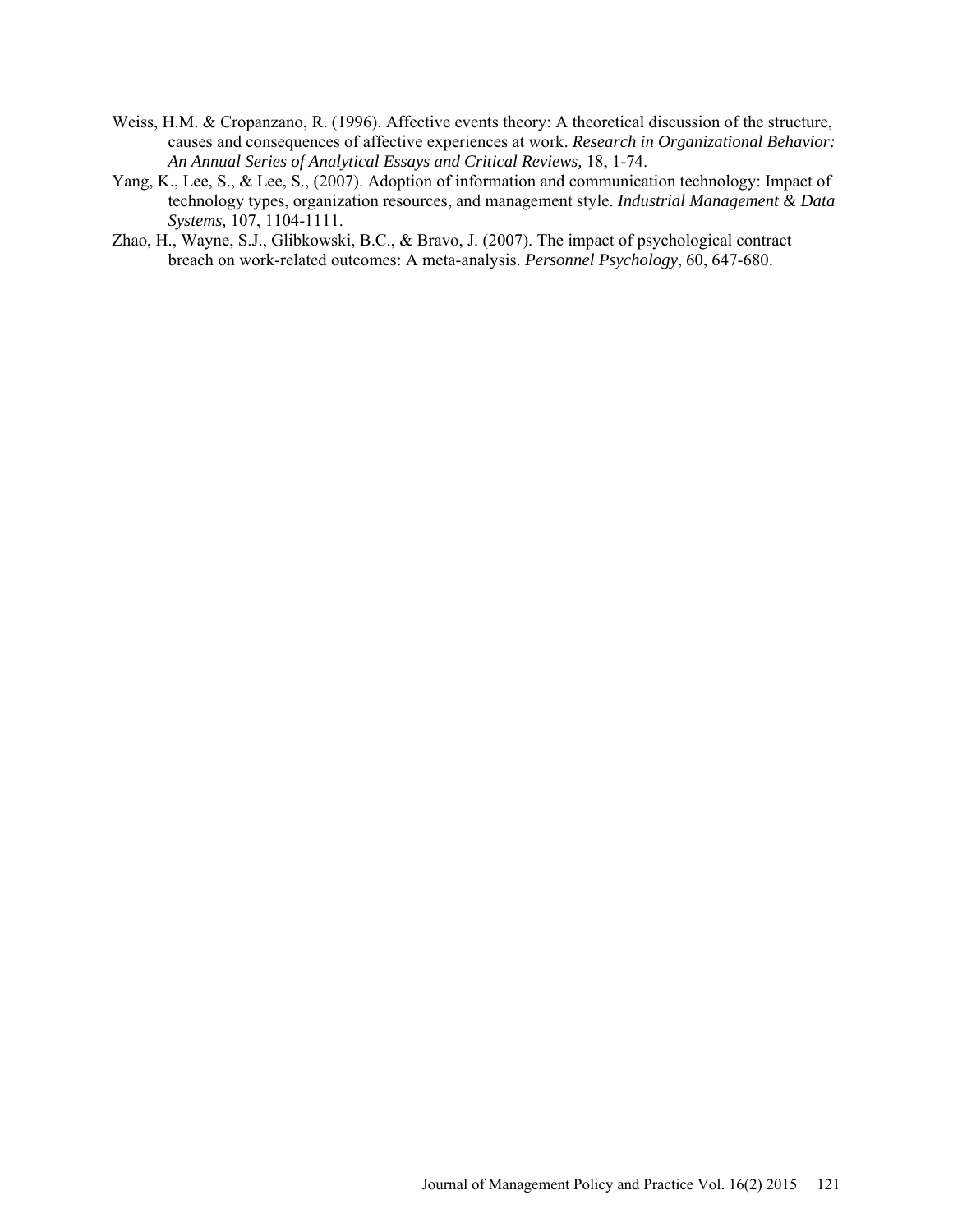Weiss, H.M. & Cropanzano, R. (1996). Affective events theory: A theoretical discussion of the structure, causes and consequences of affective experiences at work. *Research in Organizational Behavior: An Annual Series of Analytical Essays and Critical Reviews,* 18, 1-74.

Yang, K., Lee, S., & Lee, S., (2007). Adoption of information and communication technology: Impact of technology types, organization resources, and management style. *Industrial Management & Data Systems,* 107, 1104-1111.

Zhao, H., Wayne, S.J., Glibkowski, B.C., & Bravo, J. (2007). The impact of psychological contract breach on work-related outcomes: A meta-analysis. *Personnel Psychology*, 60, 647-680.